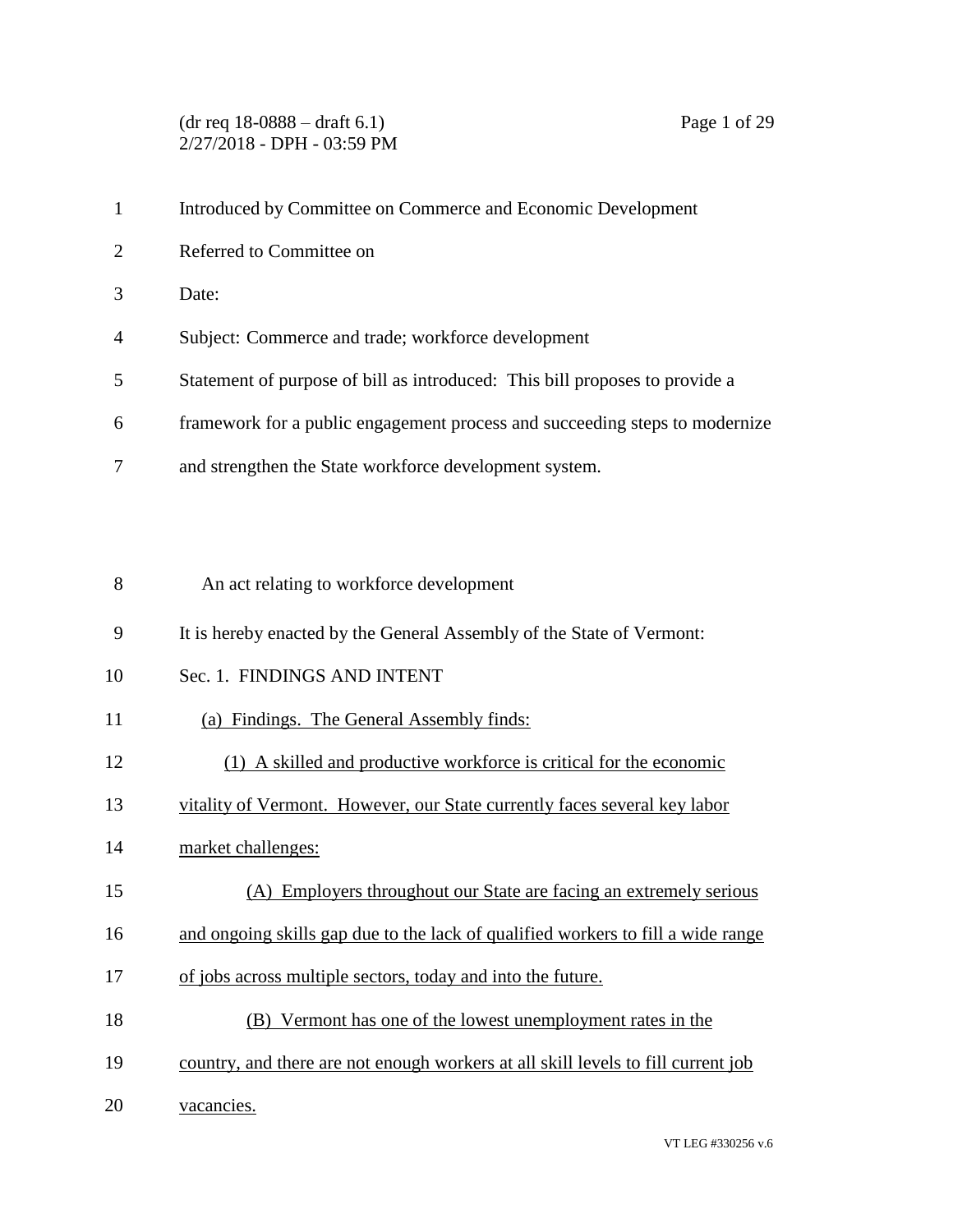Introduced by Committee on Commerce and Economic Development

Referred to Committee on

Date:

Subject: Commerce and trade; workforce development

Statement of purpose of bill as introduced: This bill proposes to provide a framework for a public engagement process and succeeding steps to modernize and strengthen the State workforce development system.

An act relating to workforce development

It is hereby enacted by the General Assembly of the State of Vermont:

Sec. 1. FINDINGS AND INTENT

(a) Findings. The General Assembly finds:

(1) A skilled and productive workforce is critical for the economic vitality of Vermont. However, our State currently faces several key labor market challenges:

(A) Employers throughout our State are facing an extremely serious and ongoing skills gap due to the lack of qualified workers to fill a wide range of jobs across multiple sectors, today and into the future.

(B) Vermont has one of the lowest unemployment rates in the country, and there are not enough workers at all skill levels to fill current job vacancies.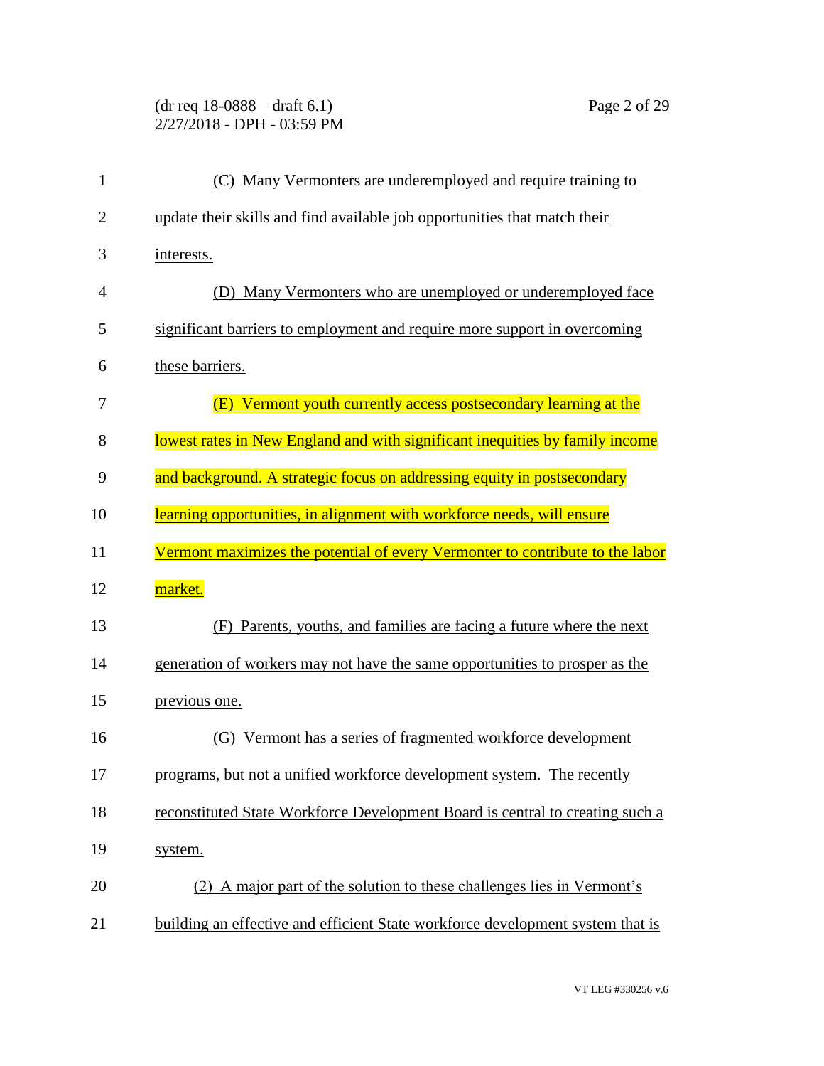(C) Many Vermonters are underemployed and require training to update their skills and find available job opportunities that match their interests.

(D) Many Vermonters who are unemployed or underemployed face significant barriers to employment and require more support in overcoming these barriers.

(E) Vermont youth currently access postsecondary learning at the lowest rates in New England and with significant inequities by family income and background. A strategic focus on addressing equity in postsecondary learning opportunities, in alignment with workforce needs, will ensure Vermont maximizes the potential of every Vermonter to contribute to the labor market.

(F) Parents, youths, and families are facing a future where the next generation of workers may not have the same opportunities to prosper as the previous one.

(G) Vermont has a series of fragmented workforce development programs, but not a unified workforce development system. The recently reconstituted State Workforce Development Board is central to creating such a system.

(2) A major part of the solution to these challenges lies in Vermont's building an effective and efficient State workforce development system that is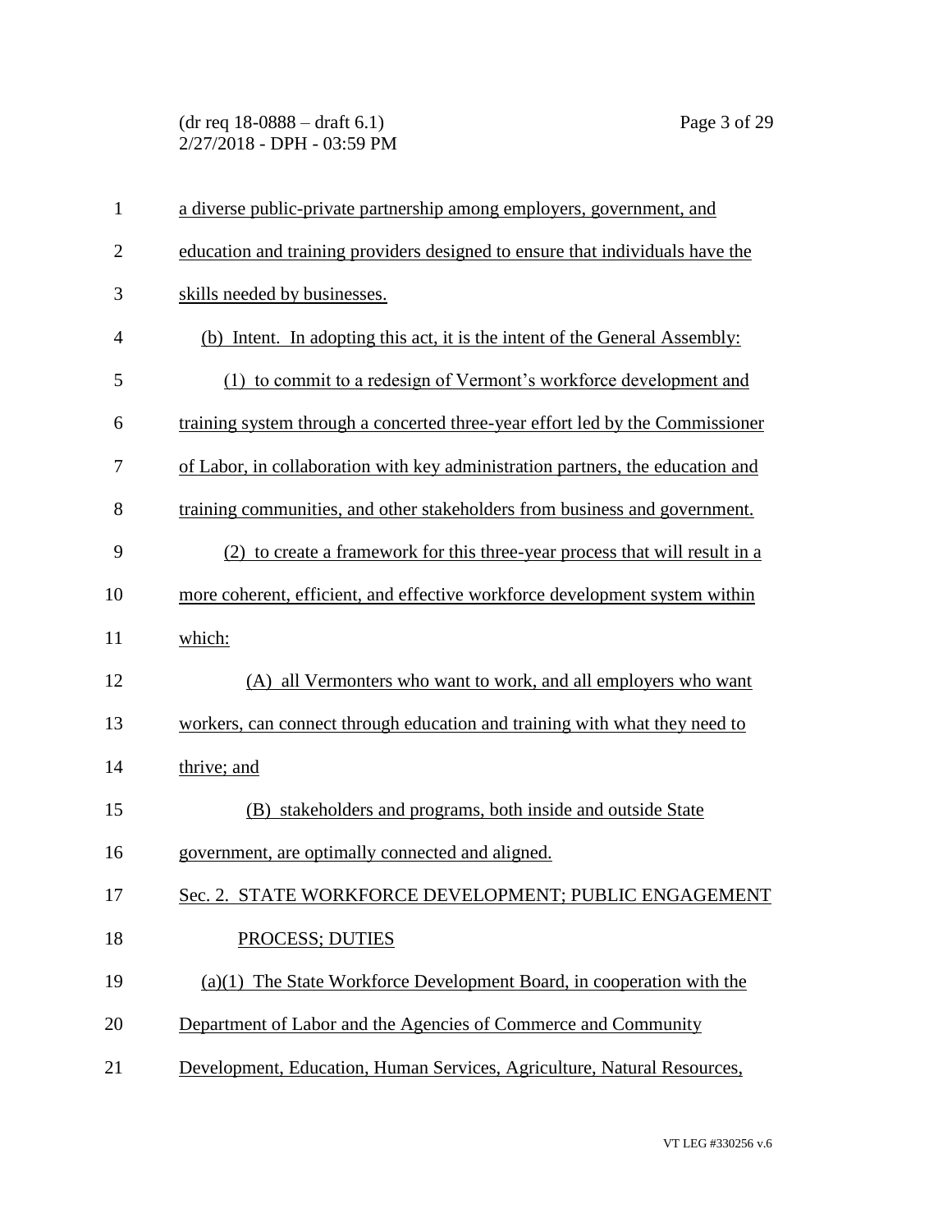a diverse public-private partnership among employers, government, and education and training providers designed to ensure that individuals have the skills needed by businesses.

(b) Intent. In adopting this act, it is the intent of the General Assembly:

(1) to commit to a redesign of Vermont's workforce development and training system through a concerted three-year effort led by the Commissioner of Labor, in collaboration with key administration partners, the education and training communities, and other stakeholders from business and government.

(2) to create a framework for this three-year process that will result in a more coherent, efficient, and effective workforce development system within which:

(A) all Vermonters who want to work, and all employers who want workers, can connect through education and training with what they need to thrive; and

(B) stakeholders and programs, both inside and outside State government, are optimally connected and aligned.

Sec. 2. STATE WORKFORCE DEVELOPMENT; PUBLIC ENGAGEMENT PROCESS; DUTIES

(a)(1) The State Workforce Development Board, in cooperation with the Department of Labor and the Agencies of Commerce and Community Development, Education, Human Services, Agriculture, Natural Resources,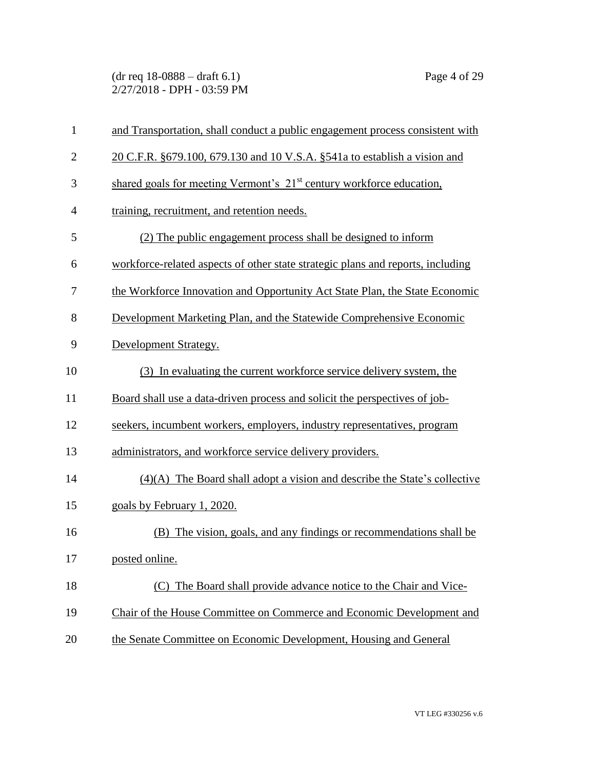and Transportation, shall conduct a public engagement process consistent with 20 C.F.R. §679.100, 679.130 and 10 V.S.A. §541a to establish a vision and shared goals for meeting Vermont's 21st century workforce education, training, recruitment, and retention needs.

(2) The public engagement process shall be designed to inform workforce-related aspects of other state strategic plans and reports, including the Workforce Innovation and Opportunity Act State Plan, the State Economic Development Marketing Plan, and the Statewide Comprehensive Economic Development Strategy.

(3) In evaluating the current workforce service delivery system, the Board shall use a data-driven process and solicit the perspectives of job-seekers, incumbent workers, employers, industry representatives, program administrators, and workforce service delivery providers.

(4)(A) The Board shall adopt a vision and describe the State's collective goals by February 1, 2020.

(B) The vision, goals, and any findings or recommendations shall be posted online.

(C) The Board shall provide advance notice to the Chair and Vice-Chair of the House Committee on Commerce and Economic Development and the Senate Committee on Economic Development, Housing and General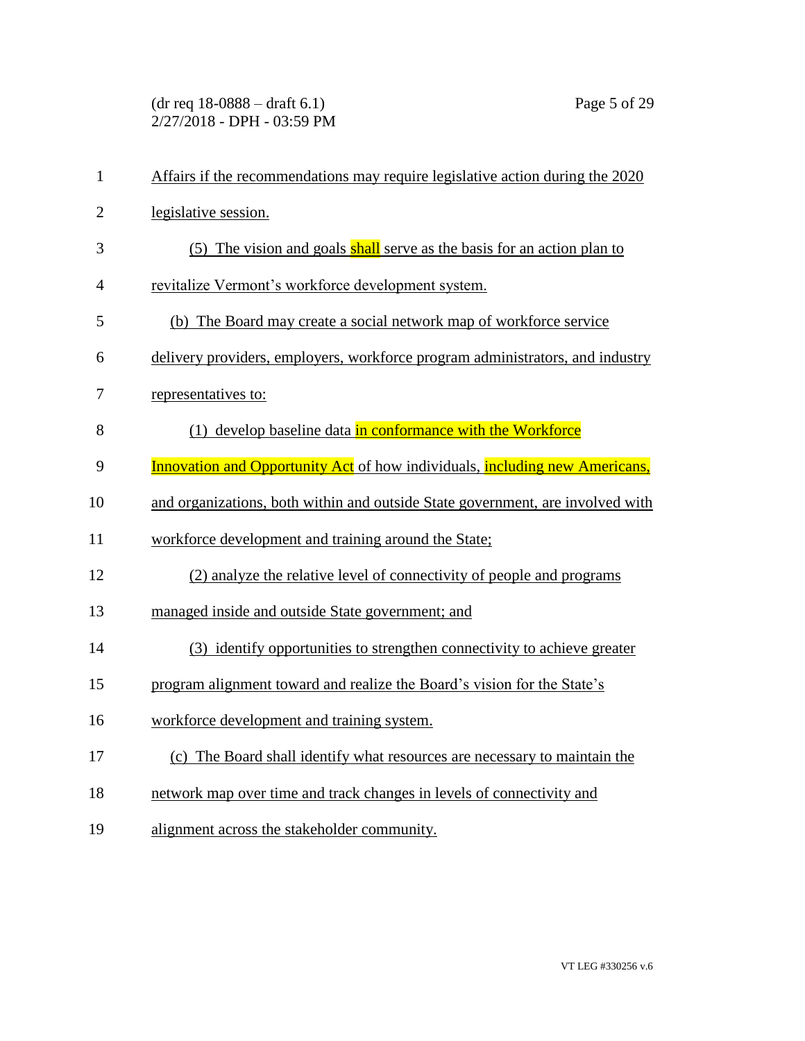Affairs if the recommendations may require legislative action during the 2020 legislative session.

(5) The vision and goals shall serve as the basis for an action plan to revitalize Vermont's workforce development system.

(b) The Board may create a social network map of workforce service delivery providers, employers, workforce program administrators, and industry representatives to:

(1) develop baseline data in conformance with the Workforce Innovation and Opportunity Act of how individuals, including new Americans, and organizations, both within and outside State government, are involved with workforce development and training around the State;

(2) analyze the relative level of connectivity of people and programs managed inside and outside State government; and

(3) identify opportunities to strengthen connectivity to achieve greater program alignment toward and realize the Board's vision for the State's workforce development and training system.

(c) The Board shall identify what resources are necessary to maintain the network map over time and track changes in levels of connectivity and alignment across the stakeholder community.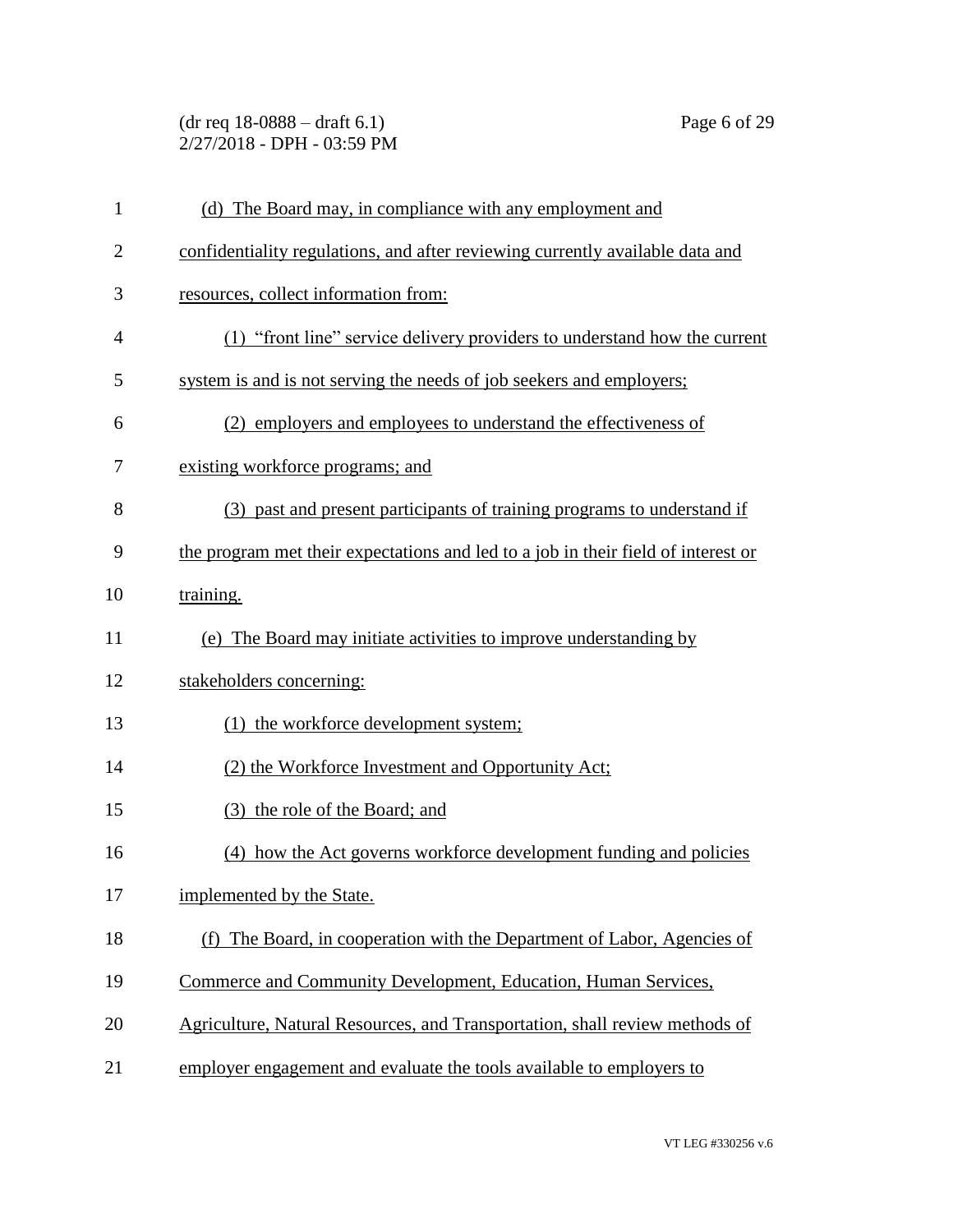(d) The Board may, in compliance with any employment and confidentiality regulations, and after reviewing currently available data and resources, collect information from:

(1) "front line" service delivery providers to understand how the current system is and is not serving the needs of job seekers and employers;

(2) employers and employees to understand the effectiveness of existing workforce programs; and

(3) past and present participants of training programs to understand if the program met their expectations and led to a job in their field of interest or training.

(e) The Board may initiate activities to improve understanding by stakeholders concerning:

(1) the workforce development system;

(2) the Workforce Investment and Opportunity Act;

(3) the role of the Board; and

(4) how the Act governs workforce development funding and policies implemented by the State.

(f) The Board, in cooperation with the Department of Labor, Agencies of Commerce and Community Development, Education, Human Services, Agriculture, Natural Resources, and Transportation, shall review methods of employer engagement and evaluate the tools available to employers to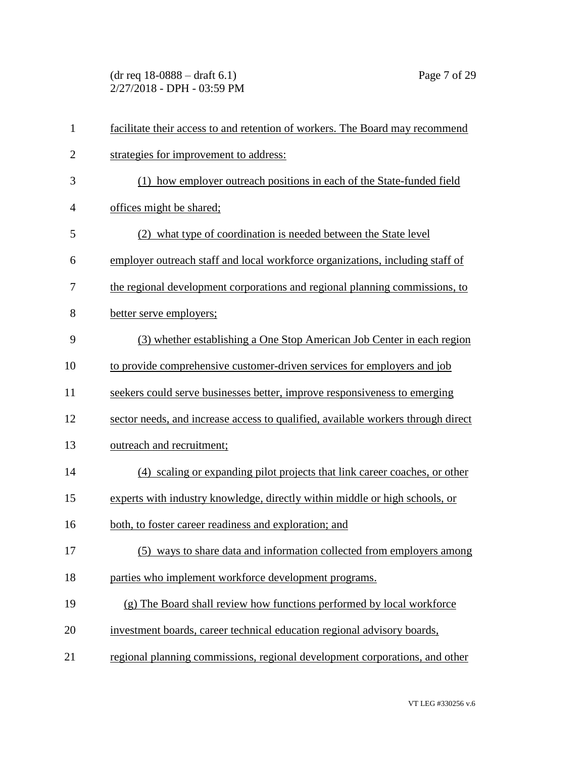facilitate their access to and retention of workers. The Board may recommend strategies for improvement to address:

(1) how employer outreach positions in each of the State-funded field offices might be shared;

(2) what type of coordination is needed between the State level employer outreach staff and local workforce organizations, including staff of the regional development corporations and regional planning commissions, to better serve employers;

(3) whether establishing a One Stop American Job Center in each region to provide comprehensive customer-driven services for employers and job seekers could serve businesses better, improve responsiveness to emerging sector needs, and increase access to qualified, available workers through direct outreach and recruitment;

(4) scaling or expanding pilot projects that link career coaches, or other experts with industry knowledge, directly within middle or high schools, or both, to foster career readiness and exploration; and

(5) ways to share data and information collected from employers among parties who implement workforce development programs.

(g) The Board shall review how functions performed by local workforce investment boards, career technical education regional advisory boards, regional planning commissions, regional development corporations, and other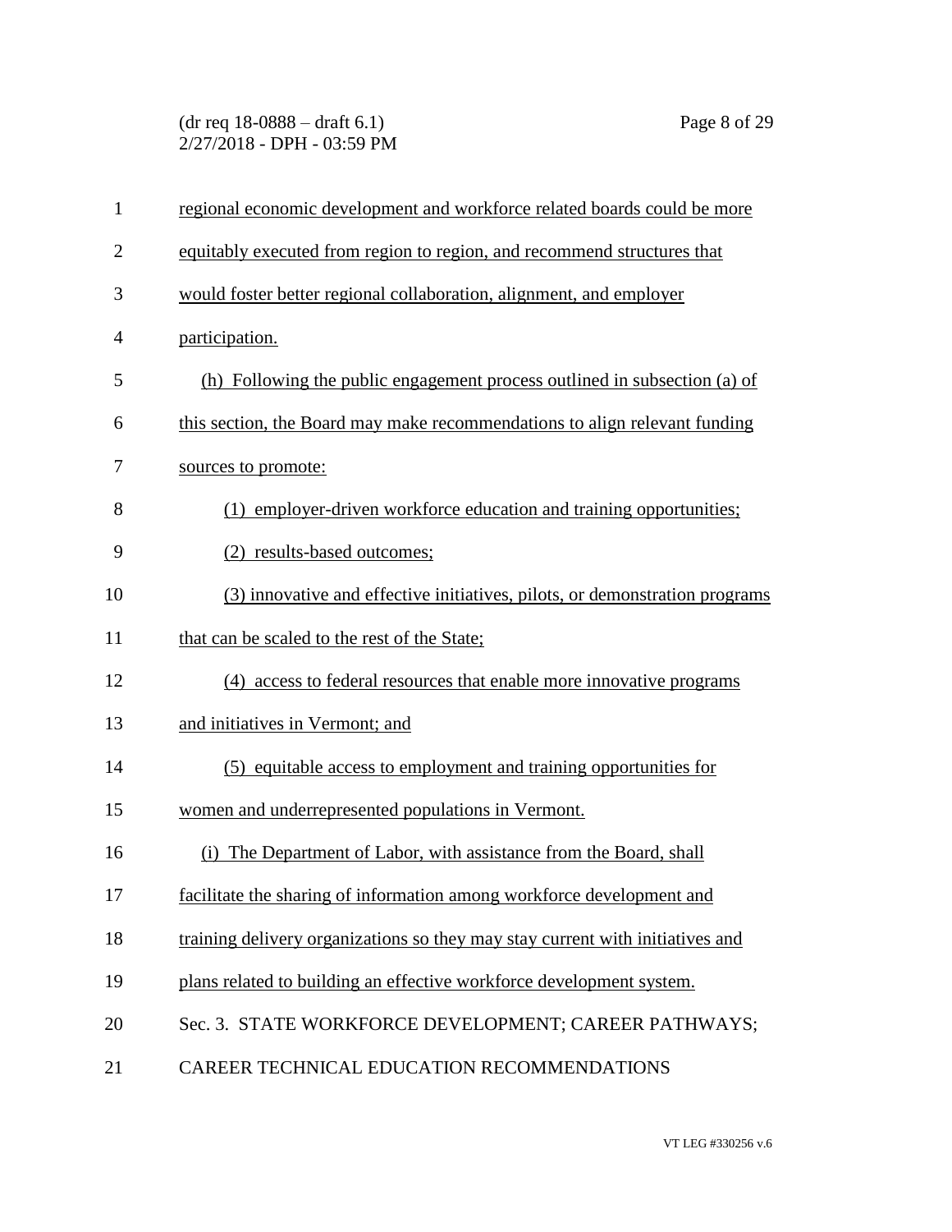regional economic development and workforce related boards could be more equitably executed from region to region, and recommend structures that would foster better regional collaboration, alignment, and employer participation.

(h) Following the public engagement process outlined in subsection (a) of this section, the Board may make recommendations to align relevant funding sources to promote:

(1) employer-driven workforce education and training opportunities;

(2) results-based outcomes;

(3) innovative and effective initiatives, pilots, or demonstration programs that can be scaled to the rest of the State;

(4) access to federal resources that enable more innovative programs and initiatives in Vermont; and

(5) equitable access to employment and training opportunities for women and underrepresented populations in Vermont.

(i) The Department of Labor, with assistance from the Board, shall facilitate the sharing of information among workforce development and training delivery organizations so they may stay current with initiatives and plans related to building an effective workforce development system.

Sec. 3. STATE WORKFORCE DEVELOPMENT; CAREER PATHWAYS; CAREER TECHNICAL EDUCATION RECOMMENDATIONS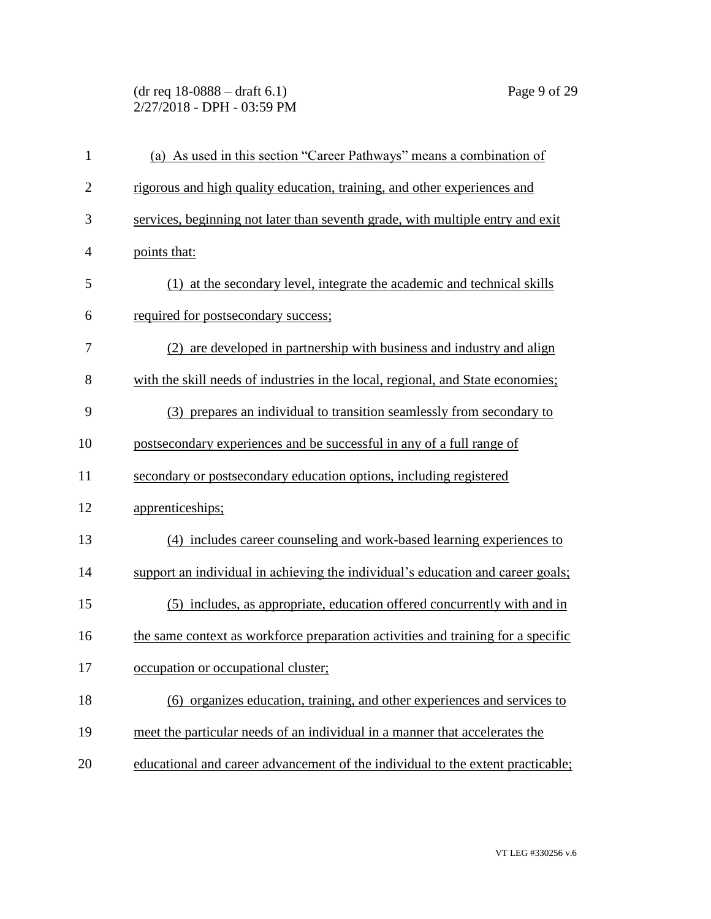(a) As used in this section "Career Pathways" means a combination of rigorous and high quality education, training, and other experiences and services, beginning not later than seventh grade, with multiple entry and exit points that:

(1) at the secondary level, integrate the academic and technical skills required for postsecondary success;

(2) are developed in partnership with business and industry and align with the skill needs of industries in the local, regional, and State economies;

(3) prepares an individual to transition seamlessly from secondary to postsecondary experiences and be successful in any of a full range of secondary or postsecondary education options, including registered apprenticeships;

(4) includes career counseling and work-based learning experiences to support an individual in achieving the individual's education and career goals;

(5) includes, as appropriate, education offered concurrently with and in the same context as workforce preparation activities and training for a specific occupation or occupational cluster;

(6) organizes education, training, and other experiences and services to meet the particular needs of an individual in a manner that accelerates the educational and career advancement of the individual to the extent practicable;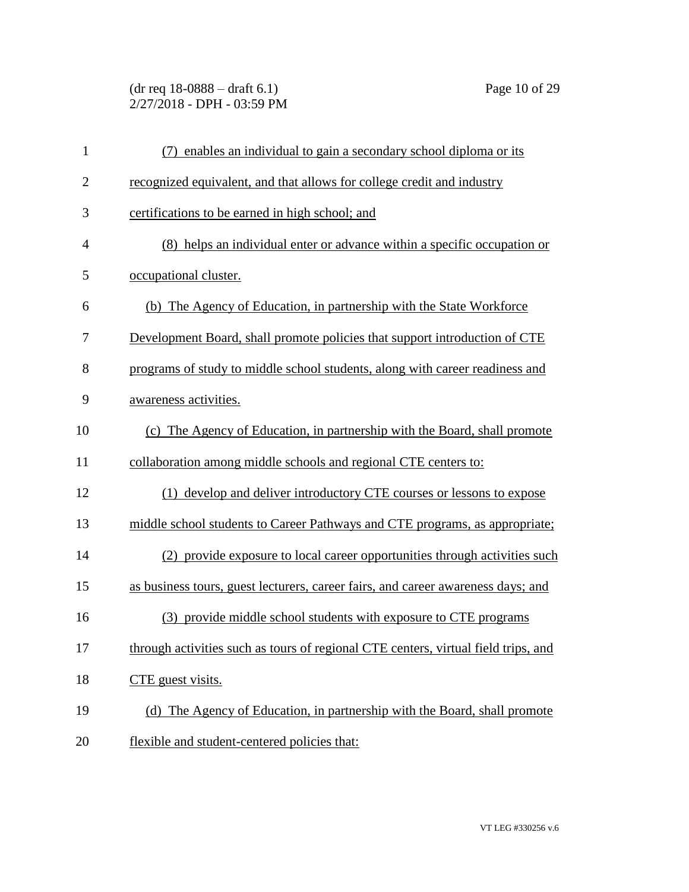(7) enables an individual to gain a secondary school diploma or its recognized equivalent, and that allows for college credit and industry certifications to be earned in high school; and

(8) helps an individual enter or advance within a specific occupation or occupational cluster.

(b) The Agency of Education, in partnership with the State Workforce Development Board, shall promote policies that support introduction of CTE programs of study to middle school students, along with career readiness and awareness activities.

(c) The Agency of Education, in partnership with the Board, shall promote collaboration among middle schools and regional CTE centers to:

(1) develop and deliver introductory CTE courses or lessons to expose middle school students to Career Pathways and CTE programs, as appropriate;

(2) provide exposure to local career opportunities through activities such as business tours, guest lecturers, career fairs, and career awareness days; and

(3) provide middle school students with exposure to CTE programs through activities such as tours of regional CTE centers, virtual field trips, and CTE guest visits.

(d) The Agency of Education, in partnership with the Board, shall promote flexible and student-centered policies that: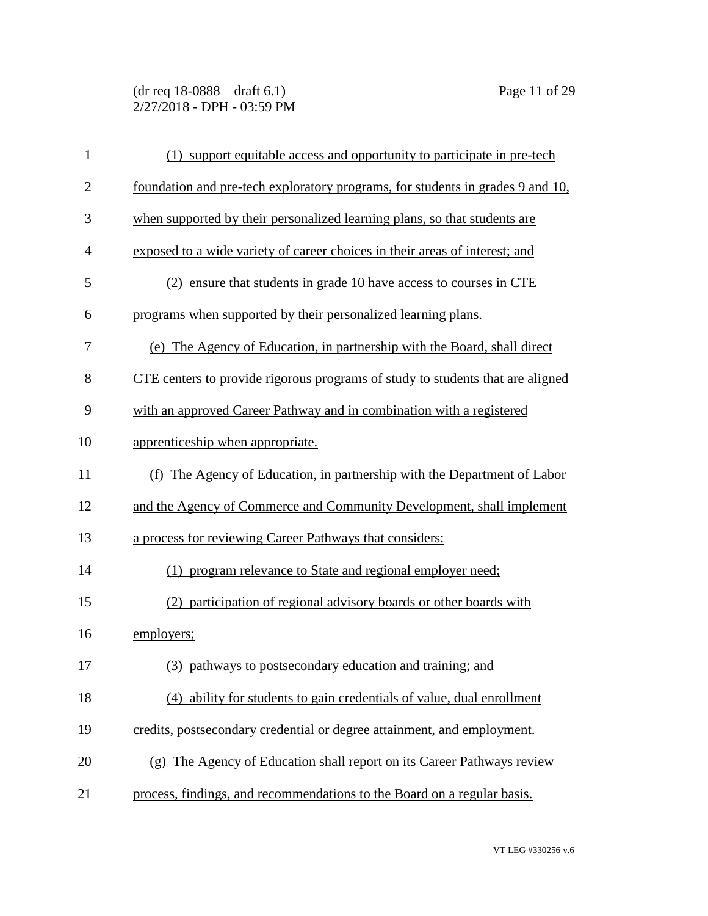(1) support equitable access and opportunity to participate in pre-tech foundation and pre-tech exploratory programs, for students in grades 9 and 10, when supported by their personalized learning plans, so that students are exposed to a wide variety of career choices in their areas of interest; and

(2) ensure that students in grade 10 have access to courses in CTE programs when supported by their personalized learning plans.

(e) The Agency of Education, in partnership with the Board, shall direct CTE centers to provide rigorous programs of study to students that are aligned with an approved Career Pathway and in combination with a registered apprenticeship when appropriate.

(f) The Agency of Education, in partnership with the Department of Labor and the Agency of Commerce and Community Development, shall implement a process for reviewing Career Pathways that considers:

(1) program relevance to State and regional employer need;

(2) participation of regional advisory boards or other boards with employers;

(3) pathways to postsecondary education and training; and

(4) ability for students to gain credentials of value, dual enrollment credits, postsecondary credential or degree attainment, and employment.

(g) The Agency of Education shall report on its Career Pathways review process, findings, and recommendations to the Board on a regular basis.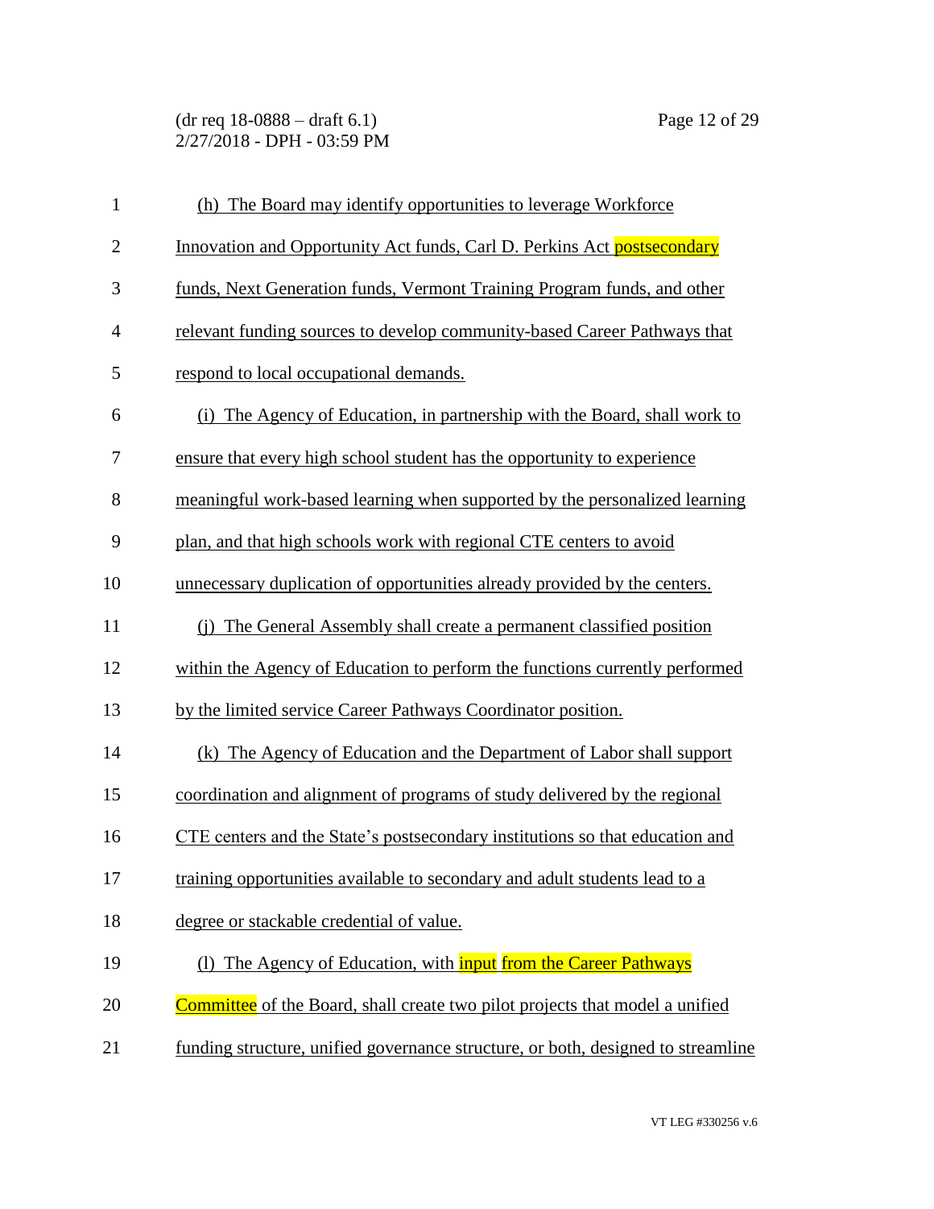(h) The Board may identify opportunities to leverage Workforce Innovation and Opportunity Act funds, Carl D. Perkins Act postsecondary funds, Next Generation funds, Vermont Training Program funds, and other relevant funding sources to develop community-based Career Pathways that respond to local occupational demands.

(i) The Agency of Education, in partnership with the Board, shall work to ensure that every high school student has the opportunity to experience meaningful work-based learning when supported by the personalized learning plan, and that high schools work with regional CTE centers to avoid unnecessary duplication of opportunities already provided by the centers.

(j) The General Assembly shall create a permanent classified position within the Agency of Education to perform the functions currently performed by the limited service Career Pathways Coordinator position.

(k) The Agency of Education and the Department of Labor shall support coordination and alignment of programs of study delivered by the regional CTE centers and the State's postsecondary institutions so that education and training opportunities available to secondary and adult students lead to a degree or stackable credential of value.

(l) The Agency of Education, with input from the Career Pathways Committee of the Board, shall create two pilot projects that model a unified funding structure, unified governance structure, or both, designed to streamline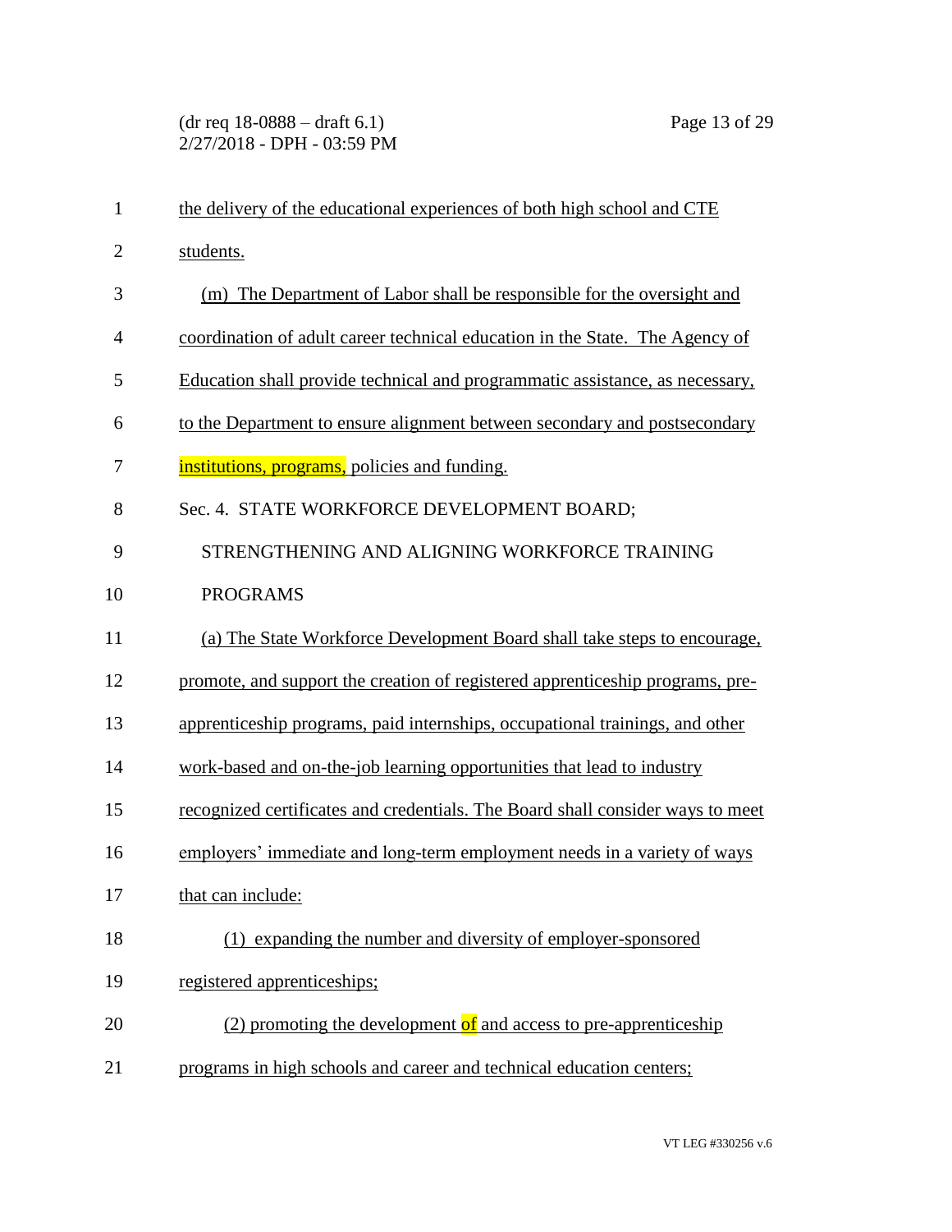the delivery of the educational experiences of both high school and CTE students.

(m) The Department of Labor shall be responsible for the oversight and coordination of adult career technical education in the State. The Agency of Education shall provide technical and programmatic assistance, as necessary, to the Department to ensure alignment between secondary and postsecondary institutions, programs, policies and funding.

Sec. 4. STATE WORKFORCE DEVELOPMENT BOARD; STRENGTHENING AND ALIGNING WORKFORCE TRAINING PROGRAMS

(a) The State Workforce Development Board shall take steps to encourage, promote, and support the creation of registered apprenticeship programs, pre-apprenticeship programs, paid internships, occupational trainings, and other work-based and on-the-job learning opportunities that lead to industry recognized certificates and credentials. The Board shall consider ways to meet employers' immediate and long-term employment needs in a variety of ways that can include:

(1) expanding the number and diversity of employer-sponsored registered apprenticeships;

(2) promoting the development of and access to pre-apprenticeship programs in high schools and career and technical education centers;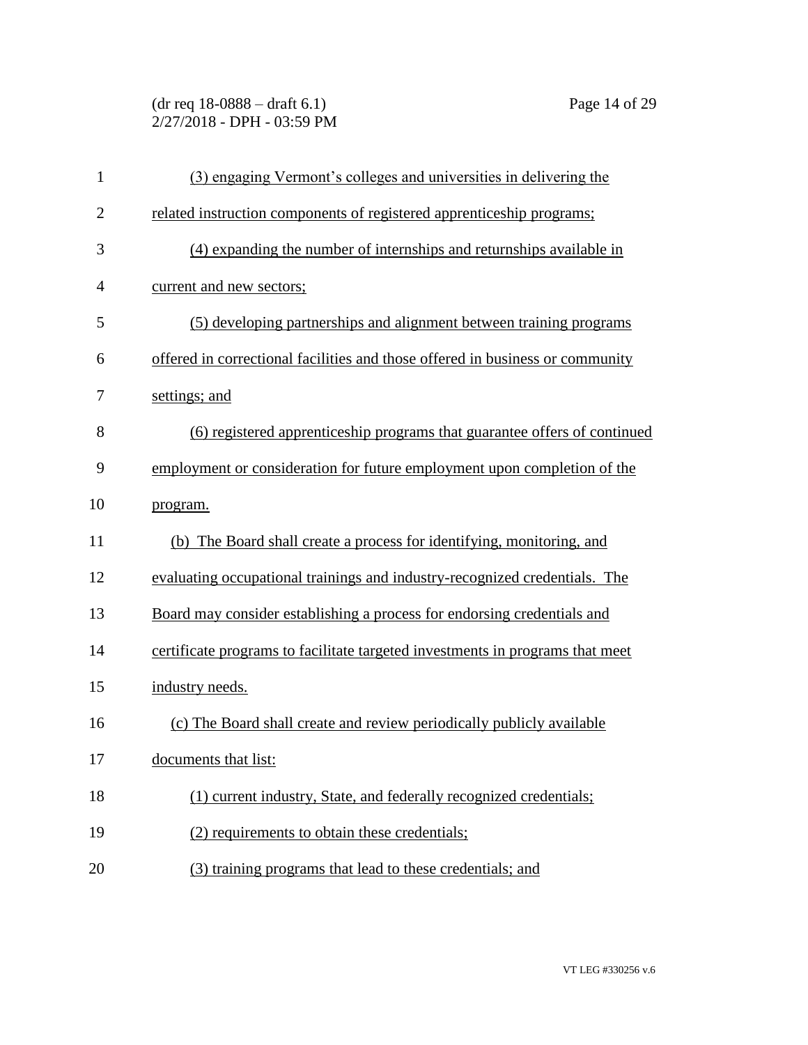(3) engaging Vermont's colleges and universities in delivering the related instruction components of registered apprenticeship programs;

(4) expanding the number of internships and returnships available in current and new sectors;

(5) developing partnerships and alignment between training programs offered in correctional facilities and those offered in business or community settings; and

(6) registered apprenticeship programs that guarantee offers of continued employment or consideration for future employment upon completion of the program.

(b) The Board shall create a process for identifying, monitoring, and evaluating occupational trainings and industry-recognized credentials. The Board may consider establishing a process for endorsing credentials and certificate programs to facilitate targeted investments in programs that meet industry needs.

(c) The Board shall create and review periodically publicly available documents that list:

(1) current industry, State, and federally recognized credentials;

(2) requirements to obtain these credentials;

(3) training programs that lead to these credentials; and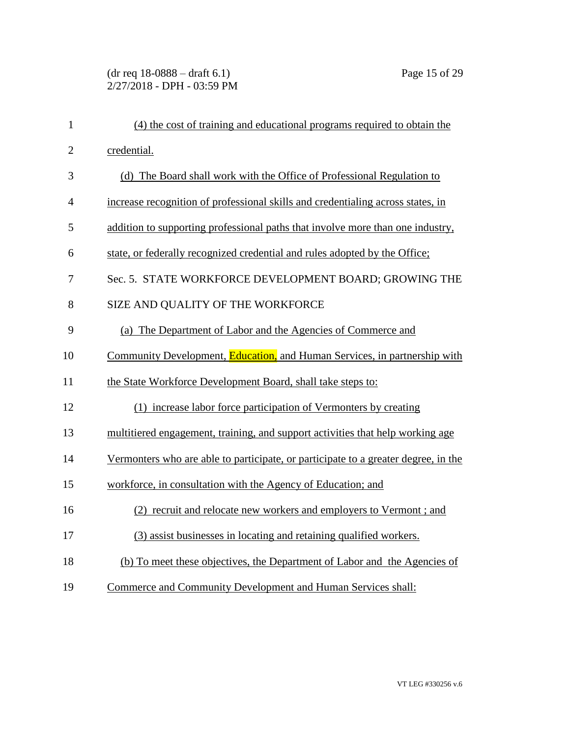(4) the cost of training and educational programs required to obtain the credential.

(d) The Board shall work with the Office of Professional Regulation to increase recognition of professional skills and credentialing across states, in addition to supporting professional paths that involve more than one industry, state, or federally recognized credential and rules adopted by the Office;

Sec. 5. STATE WORKFORCE DEVELOPMENT BOARD; GROWING THE SIZE AND QUALITY OF THE WORKFORCE

(a) The Department of Labor and the Agencies of Commerce and Community Development, Education, and Human Services, in partnership with the State Workforce Development Board, shall take steps to:

(1) increase labor force participation of Vermonters by creating multitiered engagement, training, and support activities that help working age Vermonters who are able to participate, or participate to a greater degree, in the workforce, in consultation with the Agency of Education; and

(2) recruit and relocate new workers and employers to Vermont ; and

(3) assist businesses in locating and retaining qualified workers.

(b) To meet these objectives, the Department of Labor and the Agencies of Commerce and Community Development and Human Services shall: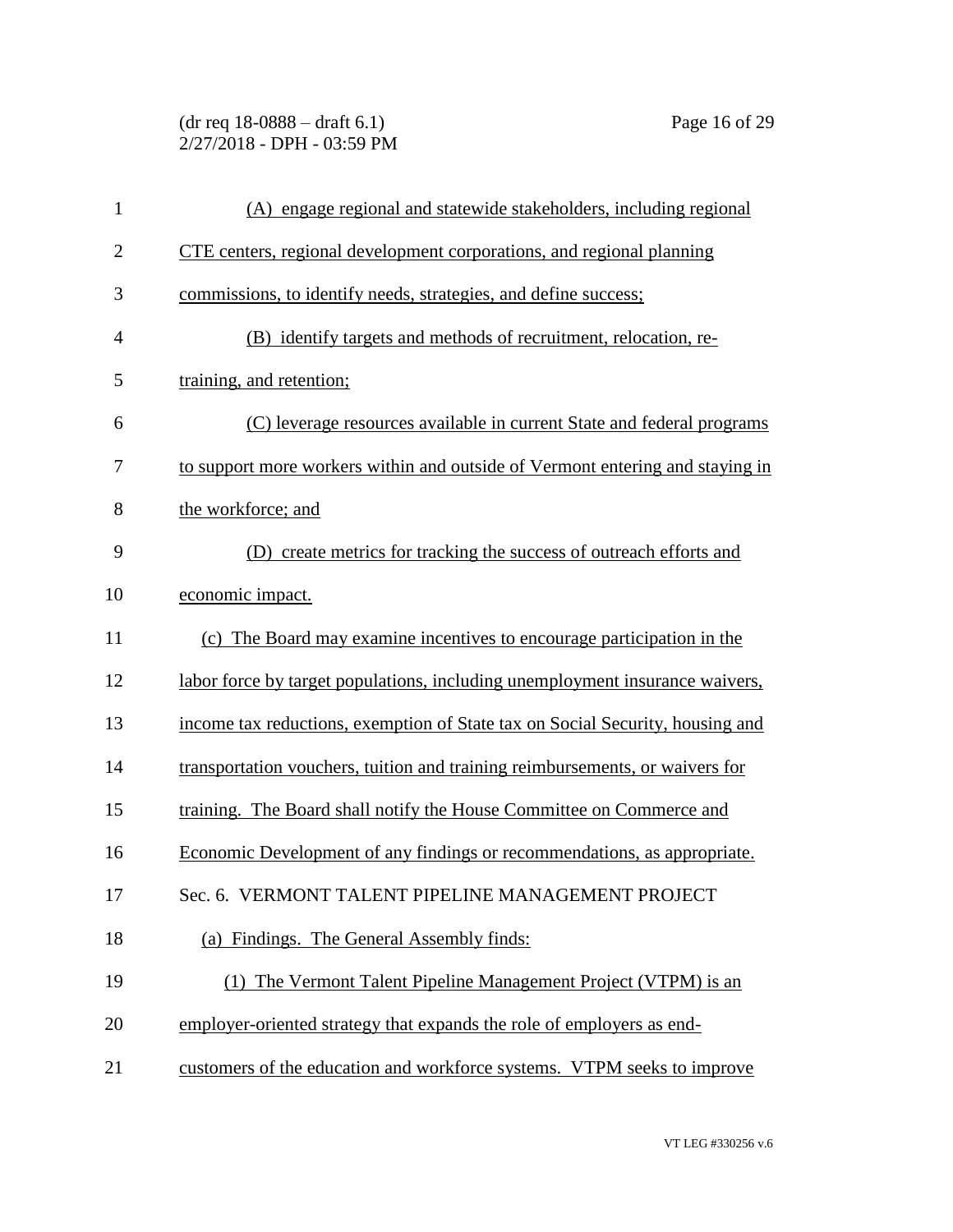(A) engage regional and statewide stakeholders, including regional CTE centers, regional development corporations, and regional planning commissions, to identify needs, strategies, and define success;

(B) identify targets and methods of recruitment, relocation, re-training, and retention;

(C) leverage resources available in current State and federal programs to support more workers within and outside of Vermont entering and staying in the workforce; and

(D) create metrics for tracking the success of outreach efforts and economic impact.

(c) The Board may examine incentives to encourage participation in the labor force by target populations, including unemployment insurance waivers, income tax reductions, exemption of State tax on Social Security, housing and transportation vouchers, tuition and training reimbursements, or waivers for training. The Board shall notify the House Committee on Commerce and Economic Development of any findings or recommendations, as appropriate.

Sec. 6. VERMONT TALENT PIPELINE MANAGEMENT PROJECT

(a) Findings. The General Assembly finds:

(1) The Vermont Talent Pipeline Management Project (VTPM) is an employer-oriented strategy that expands the role of employers as end-customers of the education and workforce systems. VTPM seeks to improve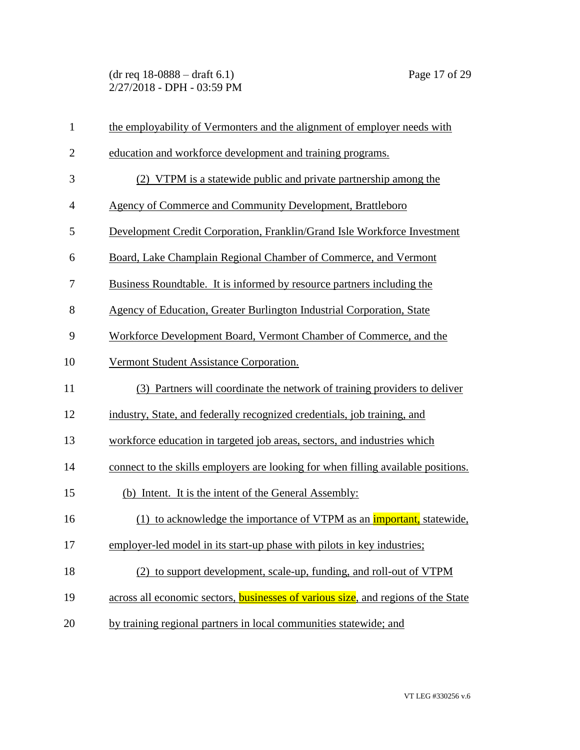the employability of Vermonters and the alignment of employer needs with education and workforce development and training programs.

(2) VTPM is a statewide public and private partnership among the Agency of Commerce and Community Development, Brattleboro Development Credit Corporation, Franklin/Grand Isle Workforce Investment Board, Lake Champlain Regional Chamber of Commerce, and Vermont Business Roundtable. It is informed by resource partners including the Agency of Education, Greater Burlington Industrial Corporation, State Workforce Development Board, Vermont Chamber of Commerce, and the Vermont Student Assistance Corporation.

(3) Partners will coordinate the network of training providers to deliver industry, State, and federally recognized credentials, job training, and workforce education in targeted job areas, sectors, and industries which connect to the skills employers are looking for when filling available positions.

(b) Intent. It is the intent of the General Assembly:

(1) to acknowledge the importance of VTPM as an important, statewide, employer-led model in its start-up phase with pilots in key industries;

(2) to support development, scale-up, funding, and roll-out of VTPM across all economic sectors, businesses of various size, and regions of the State by training regional partners in local communities statewide; and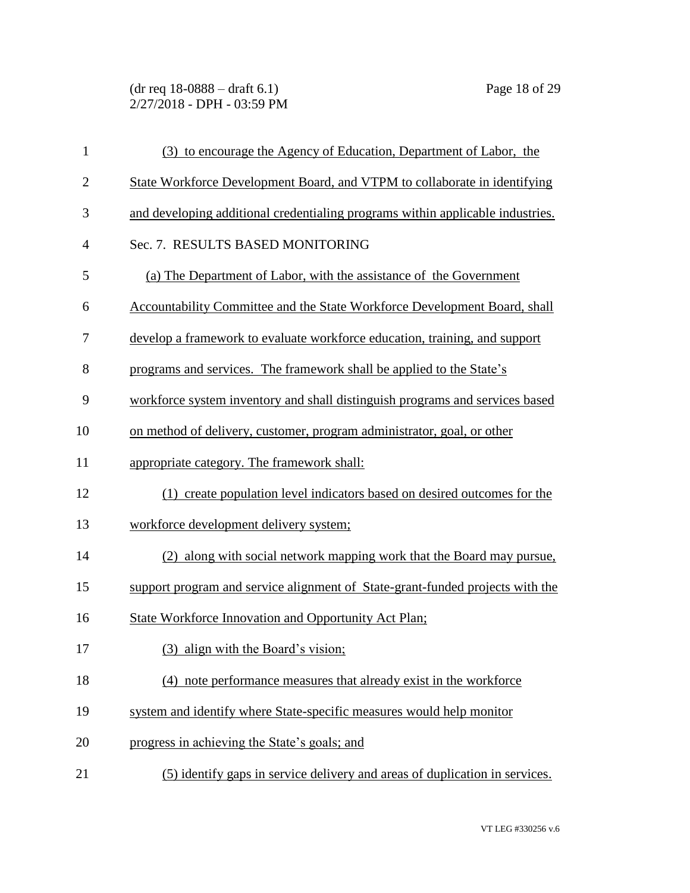(3) to encourage the Agency of Education, Department of Labor, the State Workforce Development Board, and VTPM to collaborate in identifying and developing additional credentialing programs within applicable industries.

Sec. 7. RESULTS BASED MONITORING

(a) The Department of Labor, with the assistance of the Government Accountability Committee and the State Workforce Development Board, shall develop a framework to evaluate workforce education, training, and support programs and services. The framework shall be applied to the State's workforce system inventory and shall distinguish programs and services based on method of delivery, customer, program administrator, goal, or other appropriate category. The framework shall:

(1) create population level indicators based on desired outcomes for the workforce development delivery system;

(2) along with social network mapping work that the Board may pursue, support program and service alignment of State-grant-funded projects with the State Workforce Innovation and Opportunity Act Plan;

(3) align with the Board's vision;

(4) note performance measures that already exist in the workforce system and identify where State-specific measures would help monitor progress in achieving the State's goals; and

(5) identify gaps in service delivery and areas of duplication in services.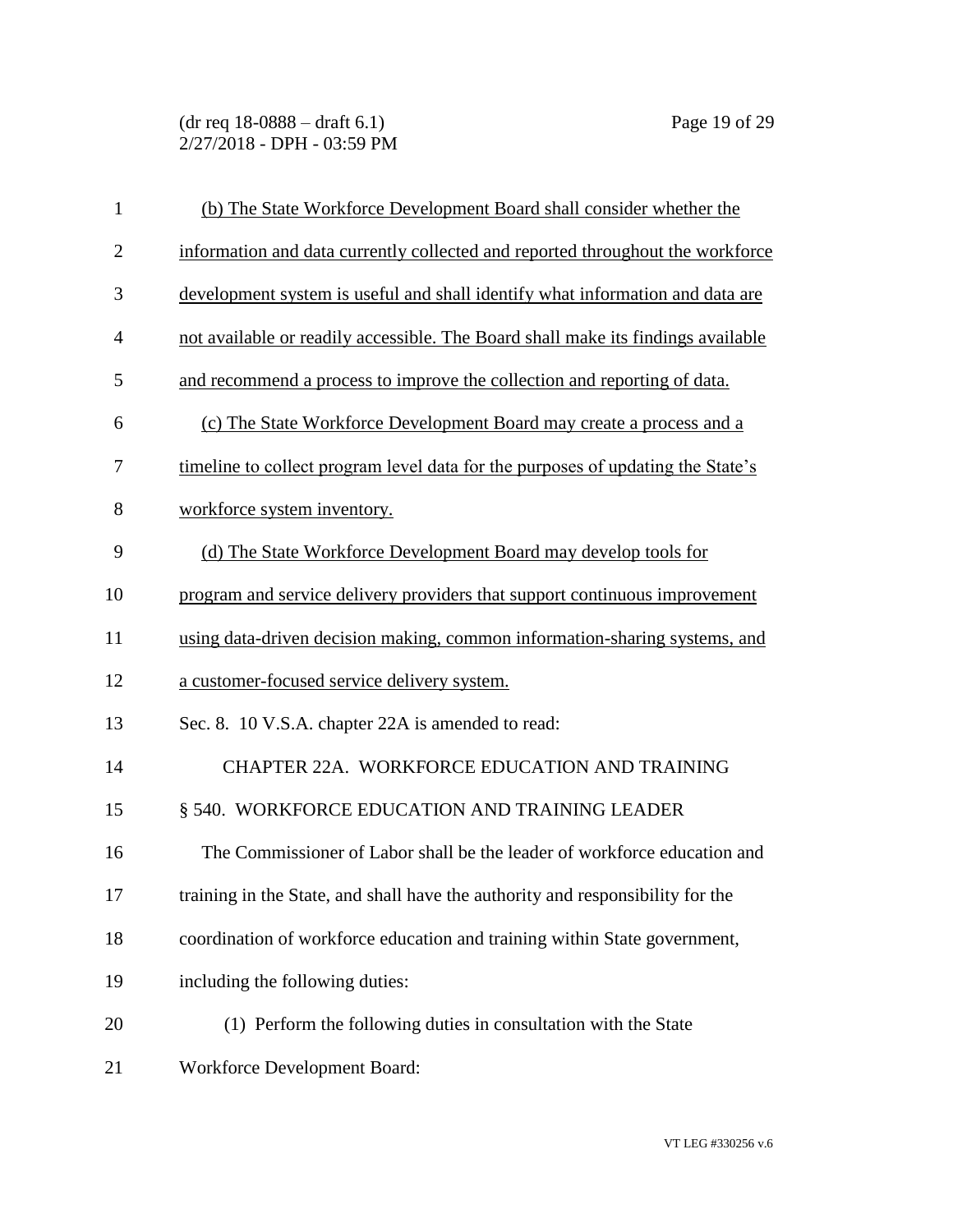(b) The State Workforce Development Board shall consider whether the information and data currently collected and reported throughout the workforce development system is useful and shall identify what information and data are not available or readily accessible. The Board shall make its findings available and recommend a process to improve the collection and reporting of data.

(c) The State Workforce Development Board may create a process and a timeline to collect program level data for the purposes of updating the State's workforce system inventory.

(d) The State Workforce Development Board may develop tools for program and service delivery providers that support continuous improvement using data-driven decision making, common information-sharing systems, and a customer-focused service delivery system.

Sec. 8. 10 V.S.A. chapter 22A is amended to read:

CHAPTER 22A. WORKFORCE EDUCATION AND TRAINING

§ 540. WORKFORCE EDUCATION AND TRAINING LEADER

The Commissioner of Labor shall be the leader of workforce education and training in the State, and shall have the authority and responsibility for the coordination of workforce education and training within State government, including the following duties:

(1) Perform the following duties in consultation with the State Workforce Development Board: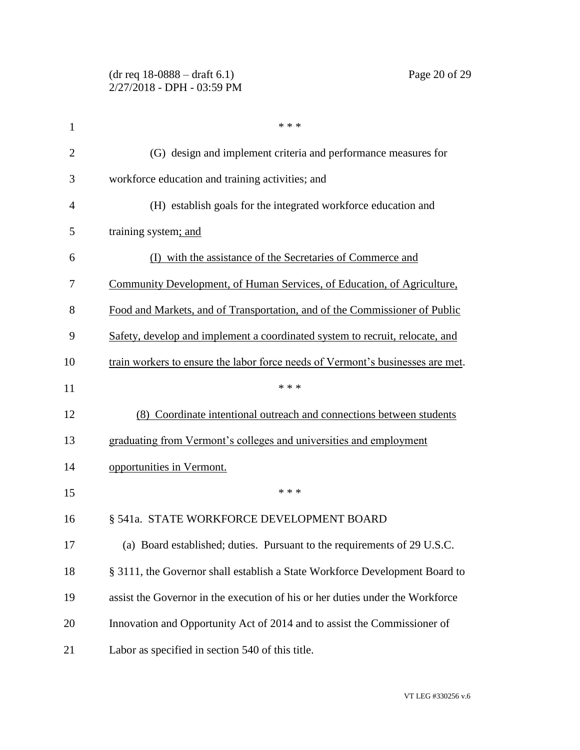\* \* \*

(G) design and implement criteria and performance measures for workforce education and training activities; and

(H) establish goals for the integrated workforce education and training system; and

(I) with the assistance of the Secretaries of Commerce and Community Development, of Human Services, of Education, of Agriculture, Food and Markets, and of Transportation, and of the Commissioner of Public Safety, develop and implement a coordinated system to recruit, relocate, and train workers to ensure the labor force needs of Vermont's businesses are met.

\* \* \*

(8) Coordinate intentional outreach and connections between students graduating from Vermont's colleges and universities and employment opportunities in Vermont.

\* \* \*

§ 541a. STATE WORKFORCE DEVELOPMENT BOARD

(a) Board established; duties. Pursuant to the requirements of 29 U.S.C. § 3111, the Governor shall establish a State Workforce Development Board to assist the Governor in the execution of his or her duties under the Workforce Innovation and Opportunity Act of 2014 and to assist the Commissioner of Labor as specified in section 540 of this title.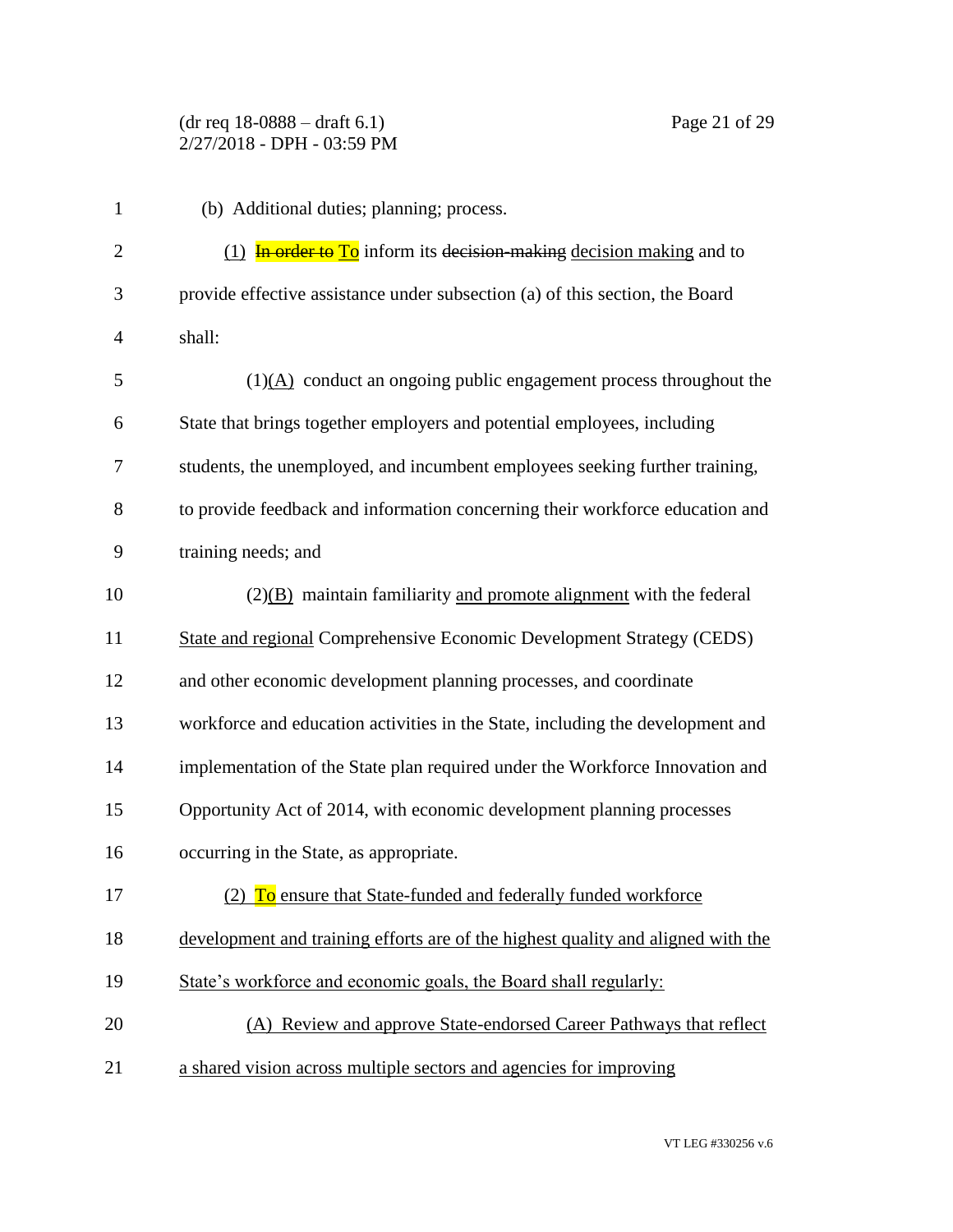(b) Additional duties; planning; process.

(1) ~~In order to~~ To inform its ~~decision-making~~ decision making and to provide effective assistance under subsection (a) of this section, the Board shall:

~~(1)~~(A) conduct an ongoing public engagement process throughout the State that brings together employers and potential employees, including students, the unemployed, and incumbent employees seeking further training, to provide feedback and information concerning their workforce education and training needs; and

~~(2)~~(B) maintain familiarity and promote alignment with the federal State and regional Comprehensive Economic Development Strategy (CEDS) and other economic development planning processes, and coordinate workforce and education activities in the State, including the development and implementation of the State plan required under the Workforce Innovation and Opportunity Act of 2014, with economic development planning processes occurring in the State, as appropriate.

(2) To ensure that State-funded and federally funded workforce development and training efforts are of the highest quality and aligned with the State's workforce and economic goals, the Board shall regularly:

(A) Review and approve State-endorsed Career Pathways that reflect a shared vision across multiple sectors and agencies for improving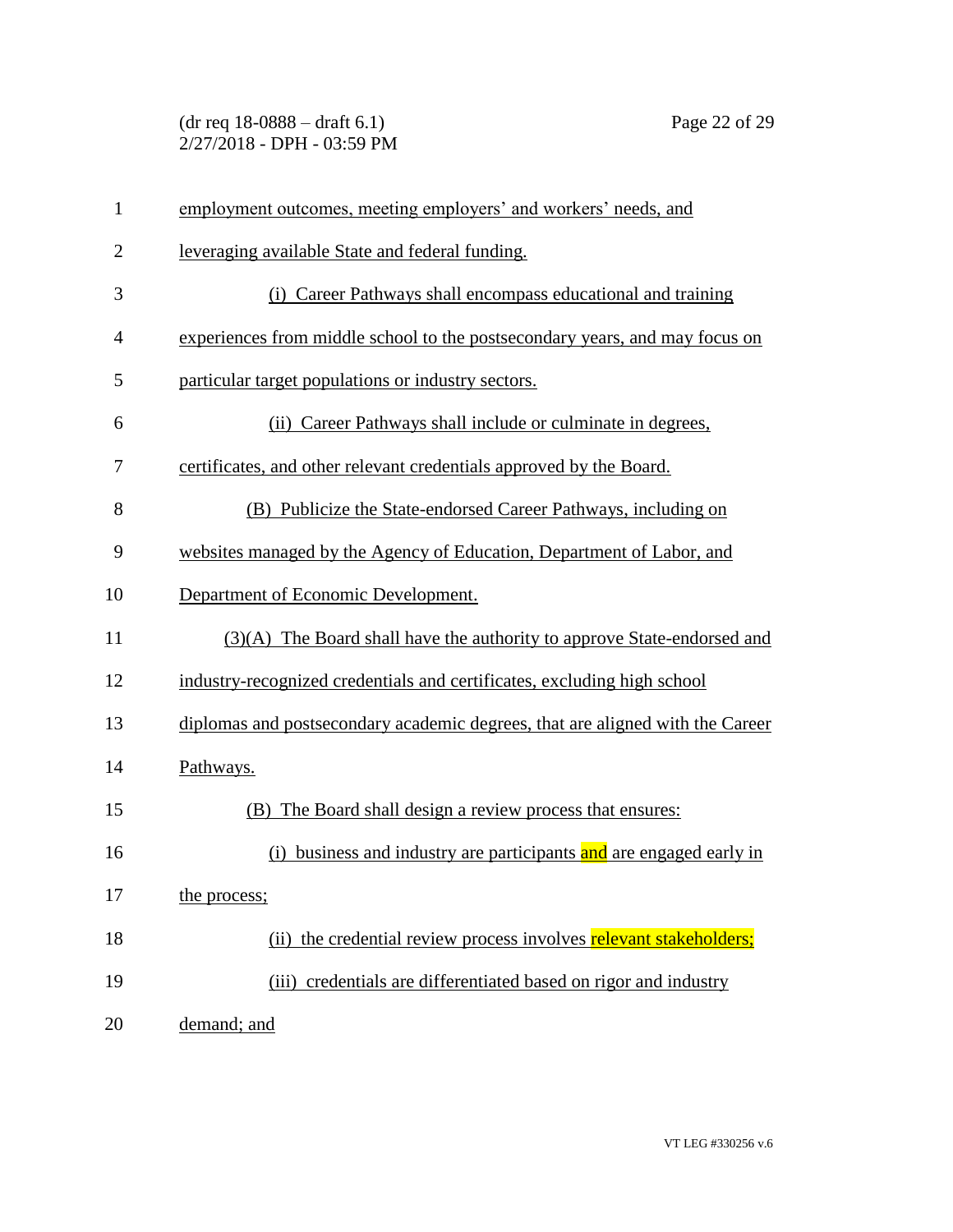employment outcomes, meeting employers' and workers' needs, and leveraging available State and federal funding.

(i) Career Pathways shall encompass educational and training experiences from middle school to the postsecondary years, and may focus on particular target populations or industry sectors.

(ii) Career Pathways shall include or culminate in degrees, certificates, and other relevant credentials approved by the Board.

(B) Publicize the State-endorsed Career Pathways, including on websites managed by the Agency of Education, Department of Labor, and Department of Economic Development.

(3)(A) The Board shall have the authority to approve State-endorsed and industry-recognized credentials and certificates, excluding high school diplomas and postsecondary academic degrees, that are aligned with the Career Pathways.

(B) The Board shall design a review process that ensures:

(i) business and industry are participants and are engaged early in the process;

(ii) the credential review process involves relevant stakeholders;

(iii) credentials are differentiated based on rigor and industry demand; and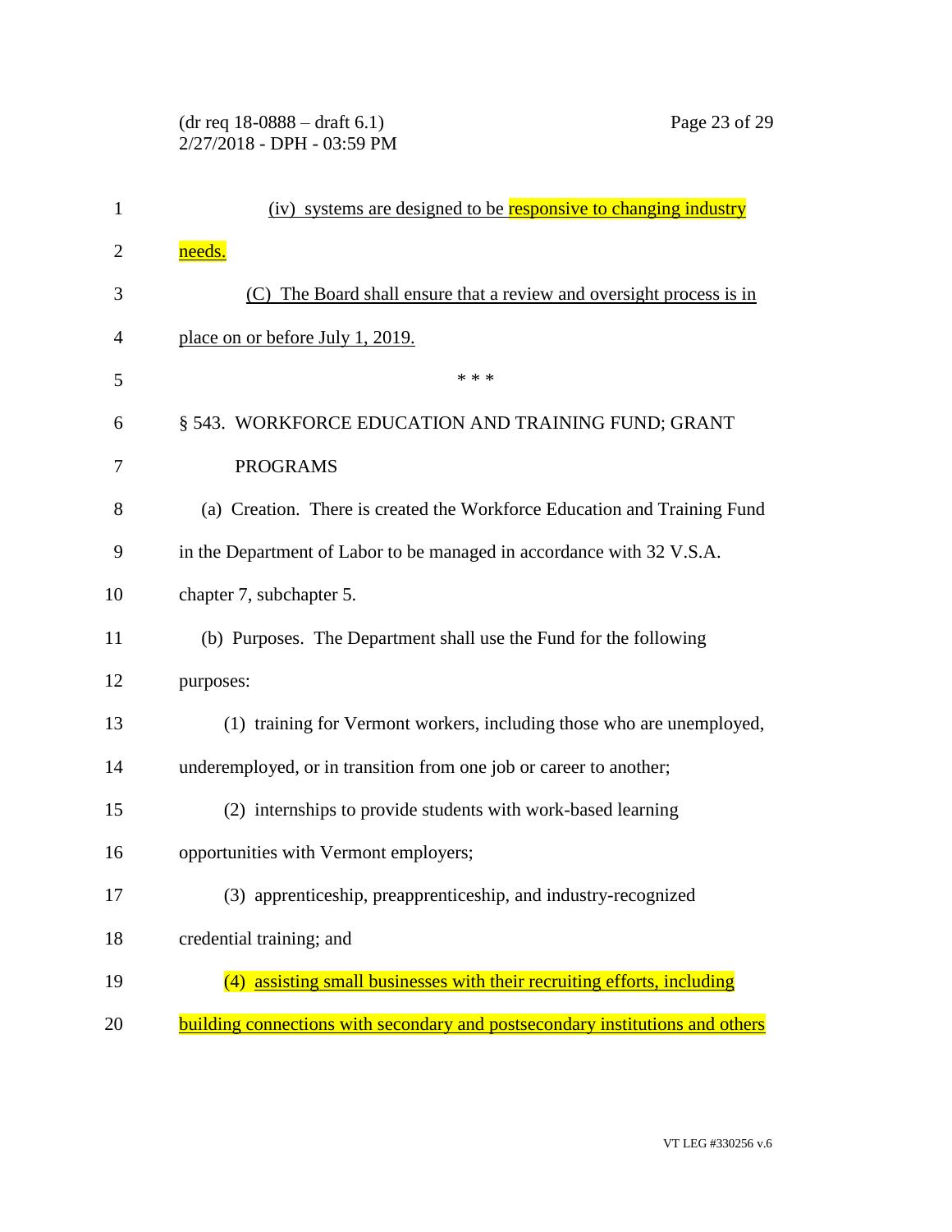(iv) systems are designed to be responsive to changing industry needs.

(C) The Board shall ensure that a review and oversight process is in place on or before July 1, 2019.

\* \* \*

§ 543. WORKFORCE EDUCATION AND TRAINING FUND; GRANT PROGRAMS

(a) Creation. There is created the Workforce Education and Training Fund in the Department of Labor to be managed in accordance with 32 V.S.A. chapter 7, subchapter 5.

(b) Purposes. The Department shall use the Fund for the following purposes:

(1) training for Vermont workers, including those who are unemployed, underemployed, or in transition from one job or career to another;

(2) internships to provide students with work-based learning opportunities with Vermont employers;

(3) apprenticeship, preapprenticeship, and industry-recognized credential training; and

(4) assisting small businesses with their recruiting efforts, including building connections with secondary and postsecondary institutions and others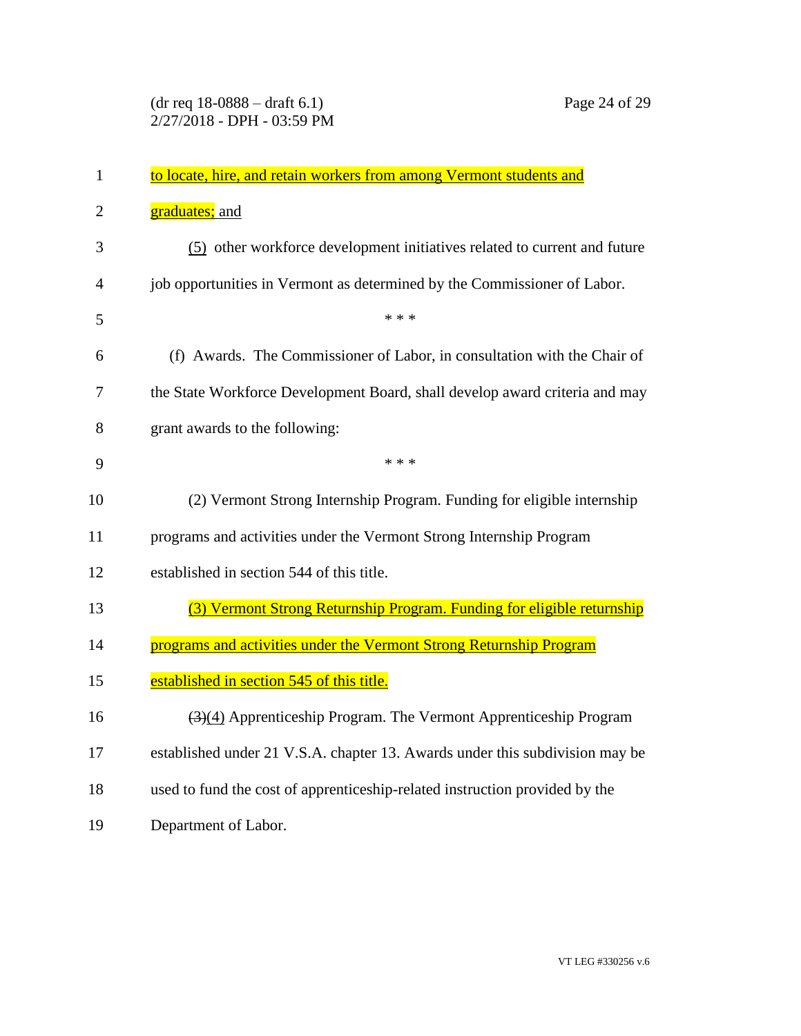to locate, hire, and retain workers from among Vermont students and graduates; and

(5) other workforce development initiatives related to current and future job opportunities in Vermont as determined by the Commissioner of Labor.

\* \* \*

(f) Awards. The Commissioner of Labor, in consultation with the Chair of the State Workforce Development Board, shall develop award criteria and may grant awards to the following:

\* \* \*

(2) Vermont Strong Internship Program. Funding for eligible internship programs and activities under the Vermont Strong Internship Program established in section 544 of this title.

(3) Vermont Strong Returnship Program. Funding for eligible returnship programs and activities under the Vermont Strong Returnship Program established in section 545 of this title.

~~(3)~~(4) Apprenticeship Program. The Vermont Apprenticeship Program established under 21 V.S.A. chapter 13. Awards under this subdivision may be used to fund the cost of apprenticeship-related instruction provided by the Department of Labor.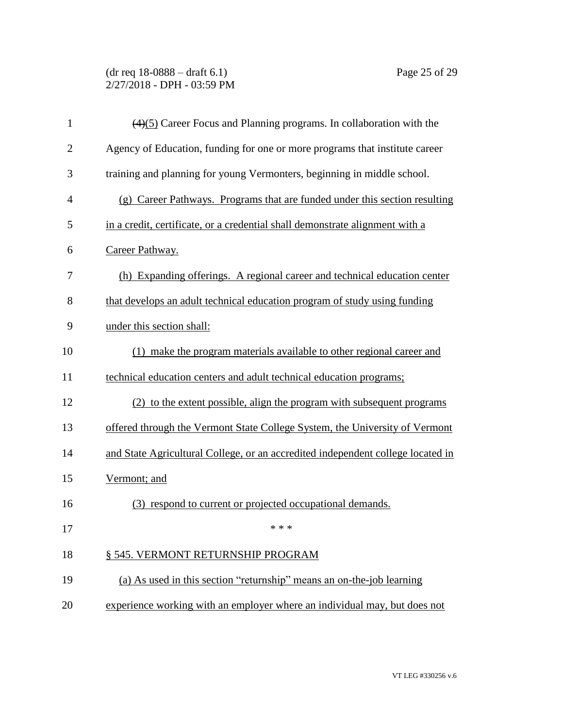~~(4)~~(5) Career Focus and Planning programs. In collaboration with the Agency of Education, funding for one or more programs that institute career training and planning for young Vermonters, beginning in middle school.

<u>(g) Career Pathways. Programs that are funded under this section resulting in a credit, certificate, or a credential shall demonstrate alignment with a Career Pathway.</u>

<u>(h) Expanding offerings. A regional career and technical education center that develops an adult technical education program of study using funding under this section shall:</u>

<u>(1) make the program materials available to other regional career and technical education centers and adult technical education programs;</u>

<u>(2) to the extent possible, align the program with subsequent programs offered through the Vermont State College System, the University of Vermont and State Agricultural College, or an accredited independent college located in Vermont; and</u>

<u>(3) respond to current or projected occupational demands.</u>

\* \* \*

<u>§ 545. VERMONT RETURNSHIP PROGRAM</u>

<u>(a) As used in this section "returnship" means an on-the-job learning experience working with an employer where an individual may, but does not</u>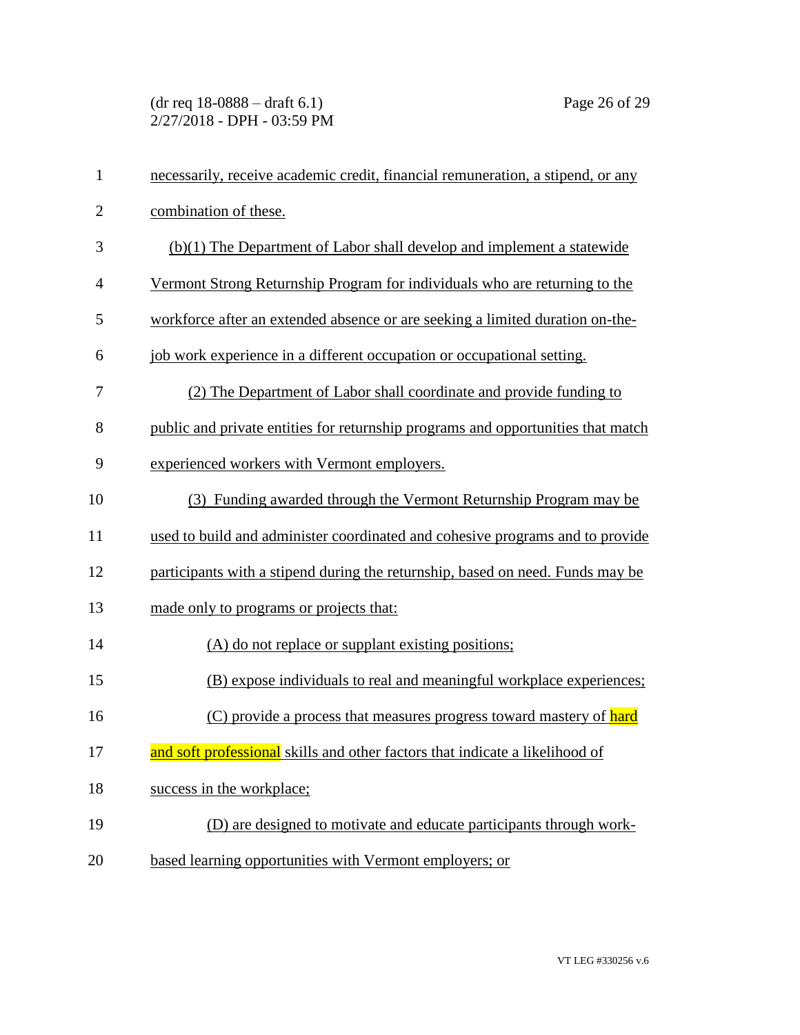necessarily, receive academic credit, financial remuneration, a stipend, or any combination of these.

(b)(1) The Department of Labor shall develop and implement a statewide Vermont Strong Returnship Program for individuals who are returning to the workforce after an extended absence or are seeking a limited duration on-the-job work experience in a different occupation or occupational setting.

(2) The Department of Labor shall coordinate and provide funding to public and private entities for returnship programs and opportunities that match experienced workers with Vermont employers.

(3) Funding awarded through the Vermont Returnship Program may be used to build and administer coordinated and cohesive programs and to provide participants with a stipend during the returnship, based on need. Funds may be made only to programs or projects that:

(A) do not replace or supplant existing positions;

(B) expose individuals to real and meaningful workplace experiences;

(C) provide a process that measures progress toward mastery of hard and soft professional skills and other factors that indicate a likelihood of success in the workplace;

(D) are designed to motivate and educate participants through work-based learning opportunities with Vermont employers; or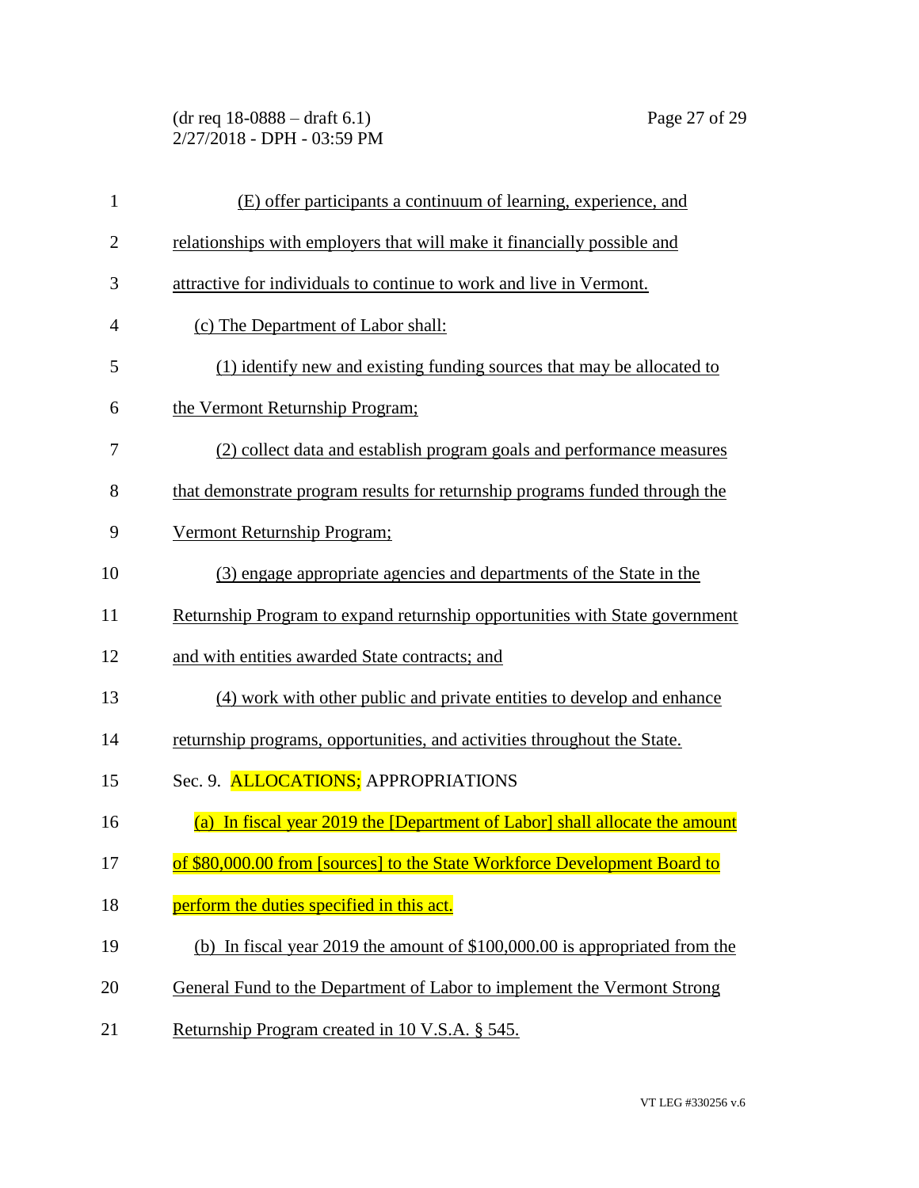(E) offer participants a continuum of learning, experience, and relationships with employers that will make it financially possible and attractive for individuals to continue to work and live in Vermont.

(c) The Department of Labor shall:

(1) identify new and existing funding sources that may be allocated to the Vermont Returnship Program;

(2) collect data and establish program goals and performance measures that demonstrate program results for returnship programs funded through the Vermont Returnship Program;

(3) engage appropriate agencies and departments of the State in the Returnship Program to expand returnship opportunities with State government and with entities awarded State contracts; and

(4) work with other public and private entities to develop and enhance returnship programs, opportunities, and activities throughout the State.

Sec. 9. ALLOCATIONS; APPROPRIATIONS

(a) In fiscal year 2019 the [Department of Labor] shall allocate the amount of $80,000.00 from [sources] to the State Workforce Development Board to perform the duties specified in this act.

(b) In fiscal year 2019 the amount of $100,000.00 is appropriated from the General Fund to the Department of Labor to implement the Vermont Strong Returnship Program created in 10 V.S.A. § 545.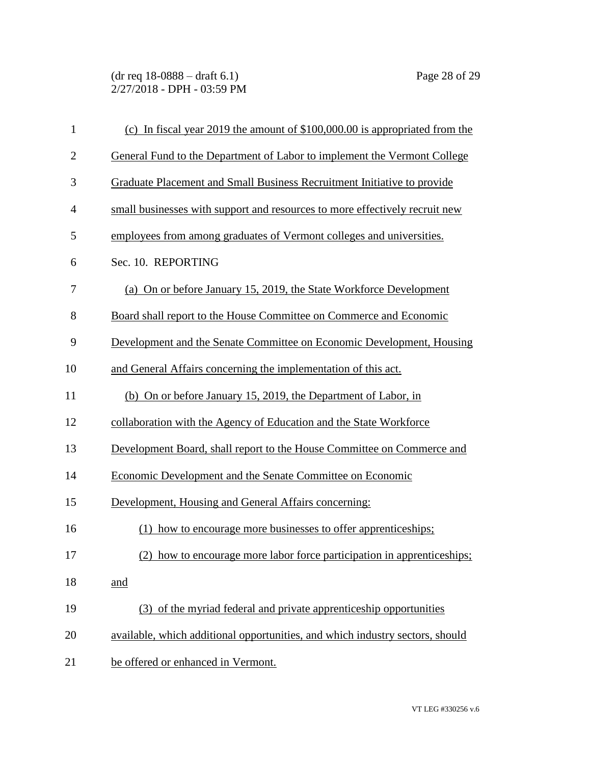(c) In fiscal year 2019 the amount of $100,000.00 is appropriated from the General Fund to the Department of Labor to implement the Vermont College Graduate Placement and Small Business Recruitment Initiative to provide small businesses with support and resources to more effectively recruit new employees from among graduates of Vermont colleges and universities.

Sec. 10. REPORTING

(a) On or before January 15, 2019, the State Workforce Development Board shall report to the House Committee on Commerce and Economic Development and the Senate Committee on Economic Development, Housing and General Affairs concerning the implementation of this act.

(b) On or before January 15, 2019, the Department of Labor, in collaboration with the Agency of Education and the State Workforce Development Board, shall report to the House Committee on Commerce and Economic Development and the Senate Committee on Economic Development, Housing and General Affairs concerning:

(1) how to encourage more businesses to offer apprenticeships;

(2) how to encourage more labor force participation in apprenticeships; and

(3) of the myriad federal and private apprenticeship opportunities available, which additional opportunities, and which industry sectors, should be offered or enhanced in Vermont.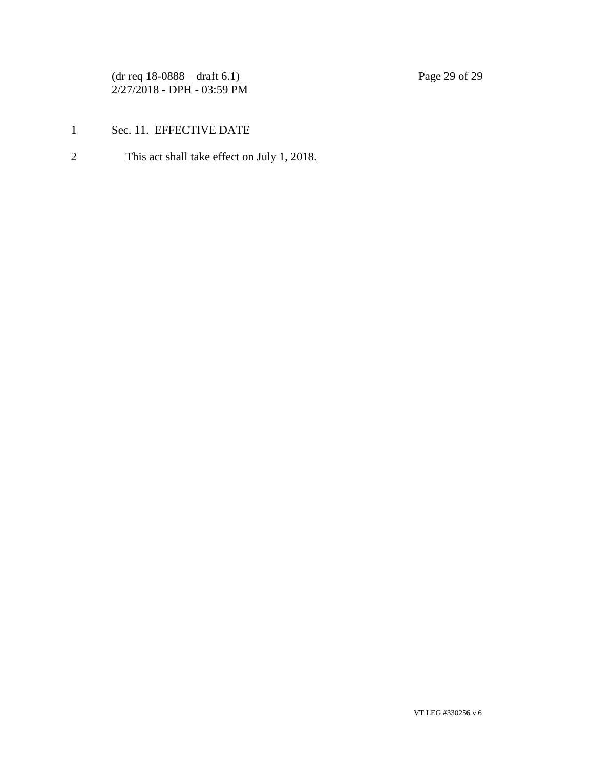Sec. 11. EFFECTIVE DATE

This act shall take effect on July 1, 2018.